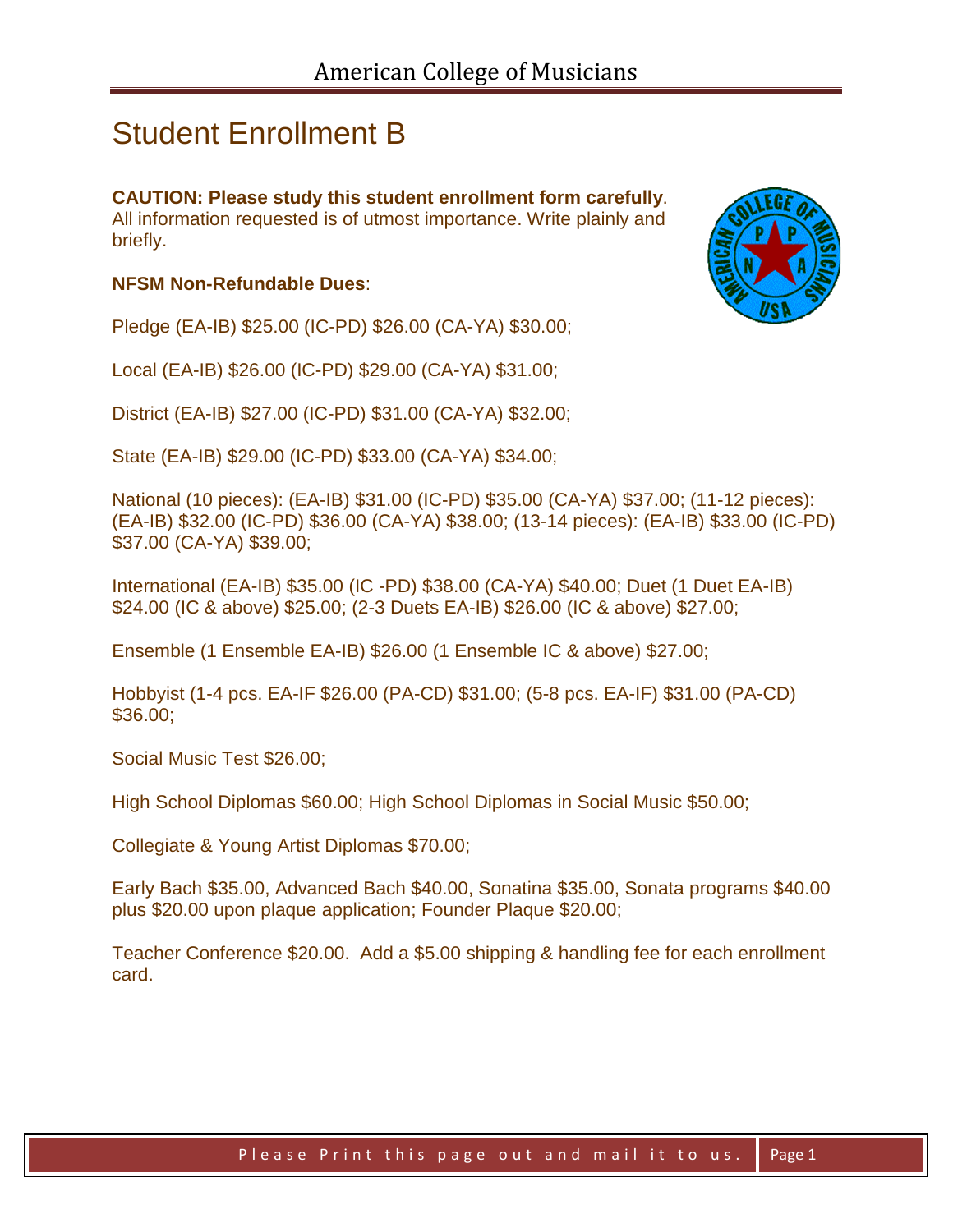# American College of Musicians

## Student Enrollment B

**CAUTION: Please study this student enrollment form carefully**. All information requested is of utmost importance. Write plainly and briefly.

**NFSM Non-Refundable Dues**:

Pledge (EA-IB) $25.00 (IC-PD) $26.00 (CA-YA) $30.00;

Local (EA-IB) $26.00 (IC-PD) $29.00 (CA-YA) $31.00;

District (EA-IB) $27.00 (IC-PD) $31.00 (CA-YA) $32.00;

State (EA-IB) $29.00 (IC-PD) $33.00 (CA-YA) $34.00;

National (10 pieces): (EA-IB) $31.00 (IC-PD) $35.00 (CA-YA) $37.00; (11-12 pieces): (EA-IB) $32.00 (IC-PD) $36.00 (CA-YA) $38.00; (13-14 pieces): (EA-IB) $33.00 (IC-PD) $37.00 (CA-YA) $39.00;

International (EA-IB) $35.00 (IC -PD) $38.00 (CA-YA) $40.00; Duet (1 Duet EA-IB) $24.00 (IC & above) $25.00; (2-3 Duets EA-IB) $26.00 (IC & above) $27.00;

Ensemble (1 Ensemble EA-IB) $26.00 (1 Ensemble IC & above) $27.00;

Hobbyist (1-4 pcs. EA-IF $26.00 (PA-CD) $31.00; (5-8 pcs. EA-IF) $31.00 (PA-CD) $36.00;

Social Music Test $26.00;

High School Diplomas $60.00; High School Diplomas in Social Music $50.00;

Collegiate & Young Artist Diplomas $70.00;

Early Bach $35.00, Advanced Bach $40.00, Sonatina $35.00, Sonata programs $40.00 plus $20.00 upon plaque application; Founder Plaque $20.00;

Teacher Conference $20.00. Add a $5.00 shipping & handling fee for each enrollment card.

Please Print this page out and mail it to us.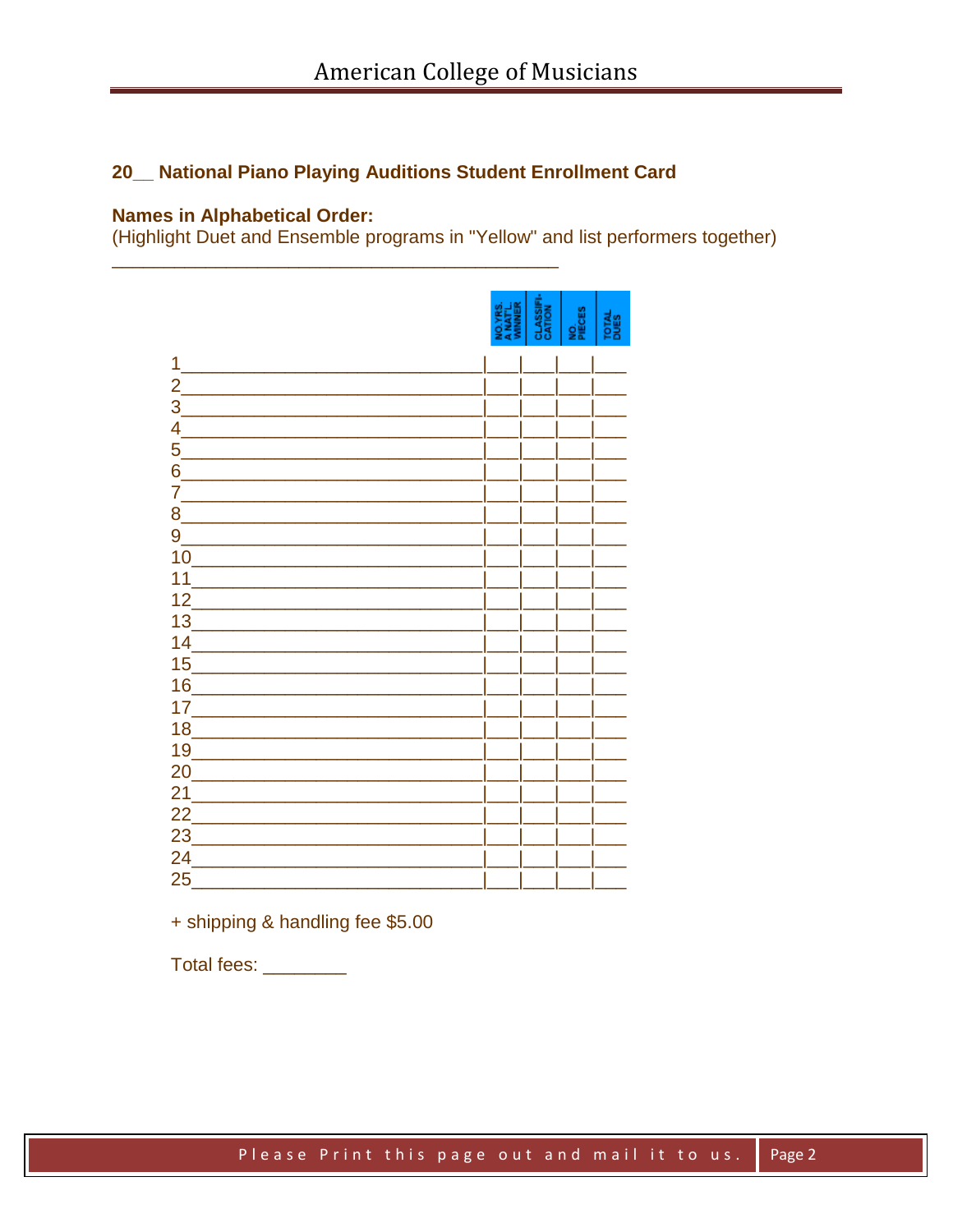## 20__ National Piano Playing Auditions Student Enrollment Card

**Names in Alphabetical Order:**

(Highlight Duet and Ensemble programs in "Yellow" and list performers together)

____________________________________________

| | NO.YRS. A NAT'L. WINNER | CLASSIFI-CATION | NO. PIECES | TOTAL DUES |
|---|---|---|---|---|
| 1 | | | | |
| 2 | | | | |
| 3 | | | | |
| 4 | | | | |
| 5 | | | | |
| 6 | | | | |
| 7 | | | | |
| 8 | | | | |
| 9 | | | | |
| 10 | | | | |
| 11 | | | | |
| 12 | | | | |
| 13 | | | | |
| 14 | | | | |
| 15 | | | | |
| 16 | | | | |
| 17 | | | | |
| 18 | | | | |
| 19 | | | | |
| 20 | | | | |
| 21 | | | | |
| 22 | | | | |
| 23 | | | | |
| 24 | | | | |
| 25 | | | | |

+ shipping & handling fee $5.00

Total fees: ________

Please Print this page out and mail it to us.